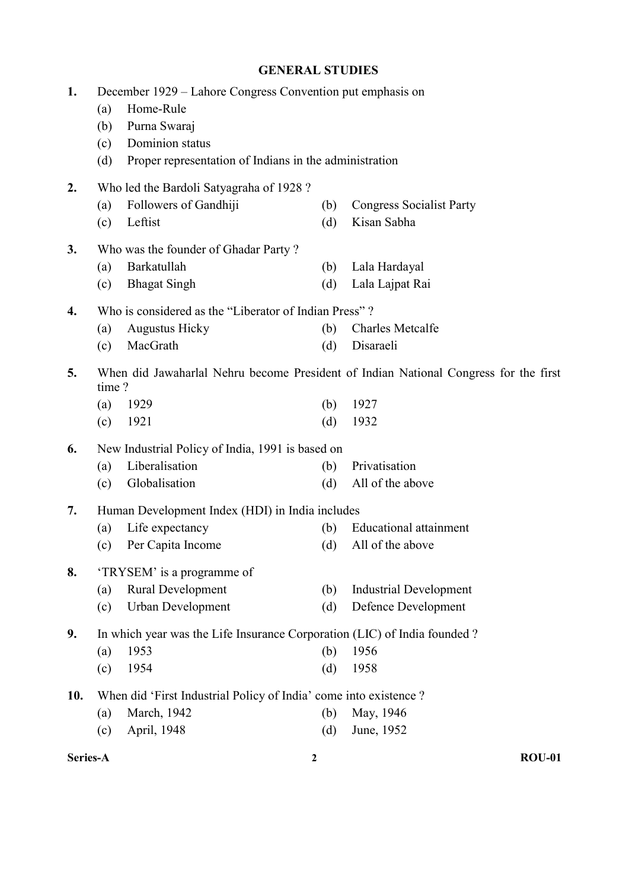# GENERAL STUDIES

**1.** December 1929 – Lahore Congress Convention put emphasis on

(a) Home-Rule

(b) Purna Swaraj

(c) Dominion status

(d) Proper representation of Indians in the administration

**2.** Who led the Bardoli Satyagraha of 1928 ?

(a) Followers of Gandhiji

(b) Congress Socialist Party

(c) Leftist

(d) Kisan Sabha

**3.** Who was the founder of Ghadar Party ?

(a) Barkatullah

(b) Lala Hardayal

(c) Bhagat Singh

(d) Lala Lajpat Rai

**4.** Who is considered as the "Liberator of Indian Press" ?

(a) Augustus Hicky

(b) Charles Metcalfe

(c) MacGrath

(d) Disaraeli

**5.** When did Jawaharlal Nehru become President of Indian National Congress for the first time ?

(a) 1929

(b) 1927

(c) 1921

(d) 1932

**6.** New Industrial Policy of India, 1991 is based on

(a) Liberalisation

(b) Privatisation

(c) Globalisation

(d) All of the above

**7.** Human Development Index (HDI) in India includes

(a) Life expectancy

(b) Educational attainment

(c) Per Capita Income

(d) All of the above

**8.** 'TRYSEM' is a programme of

(a) Rural Development

(b) Industrial Development

(c) Urban Development

(d) Defence Development

**9.** In which year was the Life Insurance Corporation (LIC) of India founded ?

(a) 1953

(b) 1956

(c) 1954

(d) 1958

**10.** When did 'First Industrial Policy of India' come into existence ?

(a) March, 1942

(b) May, 1946

(c) April, 1948

(d) June, 1952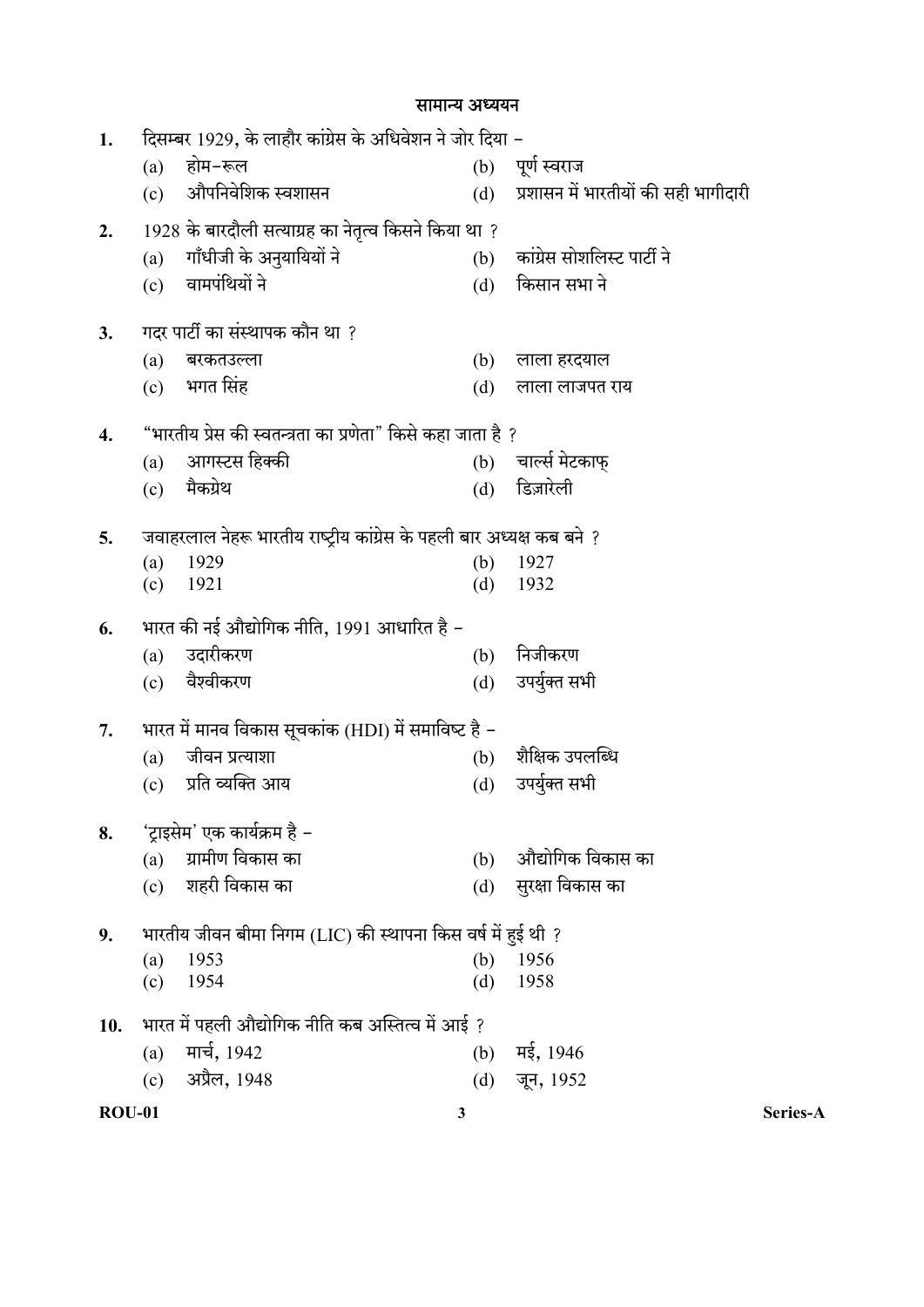## सामान्य अध्ययन

**1.** दिसम्बर 1929, के लाहौर कांग्रेस के अधिवेशन ने जोर दिया –

(a) होम–रूल
(b) पूर्ण स्वराज
(c) औपनिवेशिक स्वशासन
(d) प्रशासन में भारतीयों की सही भागीदारी

**2.** 1928 के बारदौली सत्याग्रह का नेतृत्व किसने किया था ?

(a) गाँधीजी के अनुयायियों ने
(b) कांग्रेस सोशलिस्ट पार्टी ने
(c) वामपंथियों ने
(d) किसान सभा ने

**3.** गदर पार्टी का संस्थापक कौन था ?

(a) बरकतउल्ला
(b) लाला हरदयाल
(c) भगत सिंह
(d) लाला लाजपत राय

**4.** "भारतीय प्रेस की स्वतन्त्रता का प्रणेता" किसे कहा जाता है ?

(a) आगस्टस हिक्की
(b) चार्ल्स मेटकाफ़
(c) मैकग्रेथ
(d) डिज़ारेली

**5.** जवाहरलाल नेहरू भारतीय राष्ट्रीय कांग्रेस के पहली बार अध्यक्ष कब बने ?

(a) 1929
(b) 1927
(c) 1921
(d) 1932

**6.** भारत की नई औद्योगिक नीति, 1991 आधारित है –

(a) उदारीकरण
(b) निजीकरण
(c) वैश्वीकरण
(d) उपर्युक्त सभी

**7.** भारत में मानव विकास सूचकांक (HDI) में समाविष्ट है –

(a) जीवन प्रत्याशा
(b) शैक्षिक उपलब्धि
(c) प्रति व्यक्ति आय
(d) उपर्युक्त सभी

**8.** 'ट्राइसेम' एक कार्यक्रम है –

(a) ग्रामीण विकास का
(b) औद्योगिक विकास का
(c) शहरी विकास का
(d) सुरक्षा विकास का

**9.** भारतीय जीवन बीमा निगम (LIC) की स्थापना किस वर्ष में हुई थी ?

(a) 1953
(b) 1956
(c) 1954
(d) 1958

**10.** भारत में पहली औद्योगिक नीति कब अस्तित्व में आई ?

(a) मार्च, 1942
(b) मई, 1946
(c) अप्रैल, 1948
(d) जून, 1952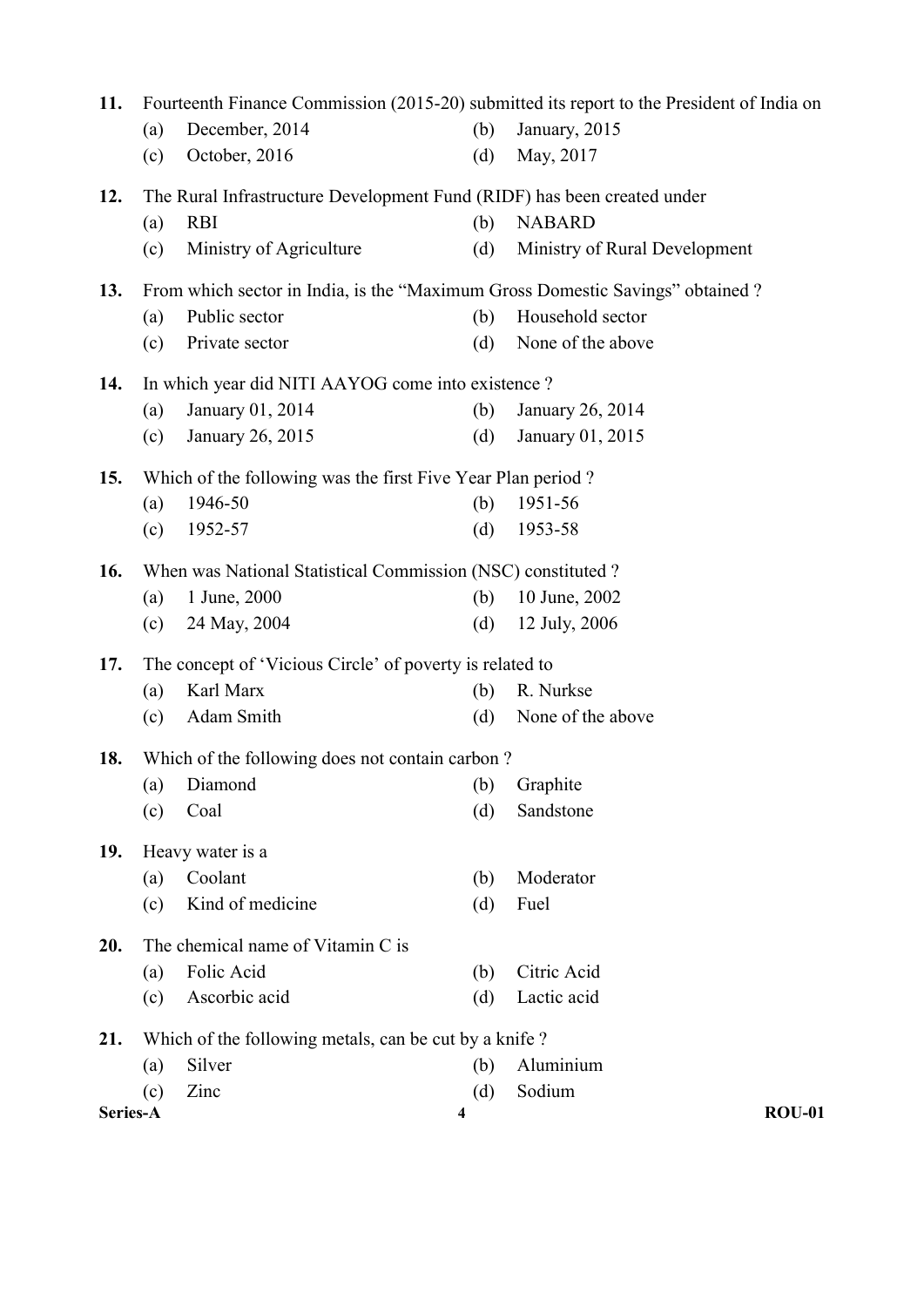**11.** Fourteenth Finance Commission (2015-20) submitted its report to the President of India on

(a) December, 2014 (b) January, 2015

(c) October, 2016 (d) May, 2017

**12.** The Rural Infrastructure Development Fund (RIDF) has been created under

(a) RBI (b) NABARD

(c) Ministry of Agriculture (d) Ministry of Rural Development

**13.** From which sector in India, is the "Maximum Gross Domestic Savings" obtained ?

(a) Public sector (b) Household sector

(c) Private sector (d) None of the above

**14.** In which year did NITI AAYOG come into existence ?

(a) January 01, 2014 (b) January 26, 2014

(c) January 26, 2015 (d) January 01, 2015

**15.** Which of the following was the first Five Year Plan period ?

(a) 1946-50 (b) 1951-56

(c) 1952-57 (d) 1953-58

**16.** When was National Statistical Commission (NSC) constituted ?

(a) 1 June, 2000 (b) 10 June, 2002

(c) 24 May, 2004 (d) 12 July, 2006

**17.** The concept of 'Vicious Circle' of poverty is related to

(a) Karl Marx (b) R. Nurkse

(c) Adam Smith (d) None of the above

**18.** Which of the following does not contain carbon ?

(a) Diamond (b) Graphite

(c) Coal (d) Sandstone

**19.** Heavy water is a

(a) Coolant (b) Moderator

(c) Kind of medicine (d) Fuel

**20.** The chemical name of Vitamin C is

(a) Folic Acid (b) Citric Acid

(c) Ascorbic acid (d) Lactic acid

**21.** Which of the following metals, can be cut by a knife ?

(a) Silver (b) Aluminium

(c) Zinc (d) Sodium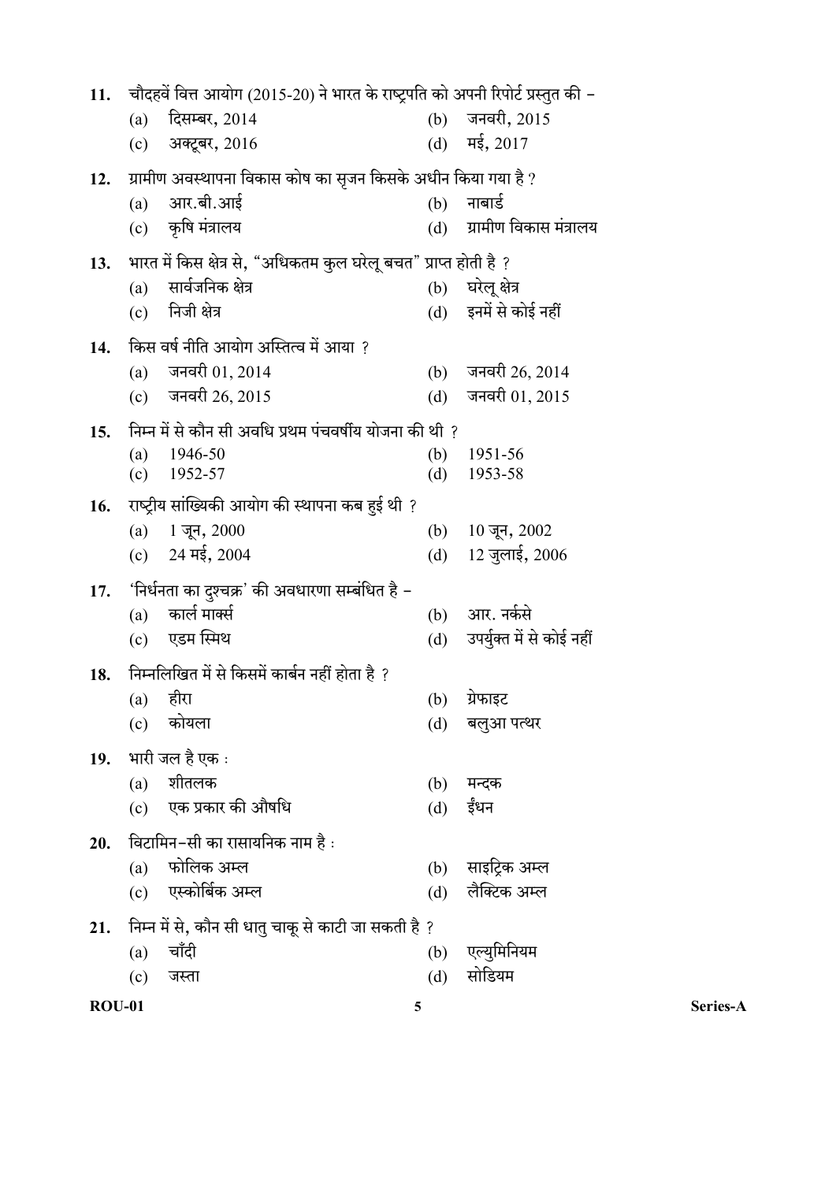11. चौदहवें वित्त आयोग (2015-20) ने भारत के राष्ट्रपति को अपनी रिपोर्ट प्रस्तुत की –
    (a) दिसम्बर, 2014
    (b) जनवरी, 2015
    (c) अक्टूबर, 2016
    (d) मई, 2017

12. ग्रामीण अवस्थापना विकास कोष का सृजन किसके अधीन किया गया है ?
    (a) आर.बी.आई
    (b) नाबार्ड
    (c) कृषि मंत्रालय
    (d) ग्रामीण विकास मंत्रालय

13. भारत में किस क्षेत्र से, "अधिकतम कुल घरेलू बचत" प्राप्त होती है ?
    (a) सार्वजनिक क्षेत्र
    (b) घरेलू क्षेत्र
    (c) निजी क्षेत्र
    (d) इनमें से कोई नहीं

14. किस वर्ष नीति आयोग अस्तित्व में आया ?
    (a) जनवरी 01, 2014
    (b) जनवरी 26, 2014
    (c) जनवरी 26, 2015
    (d) जनवरी 01, 2015

15. निम्न में से कौन सी अवधि प्रथम पंचवर्षीय योजना की थी ?
    (a) 1946-50
    (b) 1951-56
    (c) 1952-57
    (d) 1953-58

16. राष्ट्रीय सांख्यिकी आयोग की स्थापना कब हुई थी ?
    (a) 1 जून, 2000
    (b) 10 जून, 2002
    (c) 24 मई, 2004
    (d) 12 जुलाई, 2006

17. 'निर्धनता का दुश्चक्र' की अवधारणा सम्बंधित है –
    (a) कार्ल मार्क्स
    (b) आर. नर्कसे
    (c) एडम स्मिथ
    (d) उपर्युक्त में से कोई नहीं

18. निम्नलिखित में से किसमें कार्बन नहीं होता है ?
    (a) हीरा
    (b) ग्रेफाइट
    (c) कोयला
    (d) बलुआ पत्थर

19. भारी जल है एक :
    (a) शीतलक
    (b) मन्दक
    (c) एक प्रकार की औषधि
    (d) ईंधन

20. विटामिन–सी का रासायनिक नाम है :
    (a) फोलिक अम्ल
    (b) साइट्रिक अम्ल
    (c) एस्कोर्बिक अम्ल
    (d) लैक्टिक अम्ल

21. निम्न में से, कौन सी धातु चाकू से काटी जा सकती है ?
    (a) चाँदी
    (b) एल्युमिनियम
    (c) जस्ता
    (d) सोडियम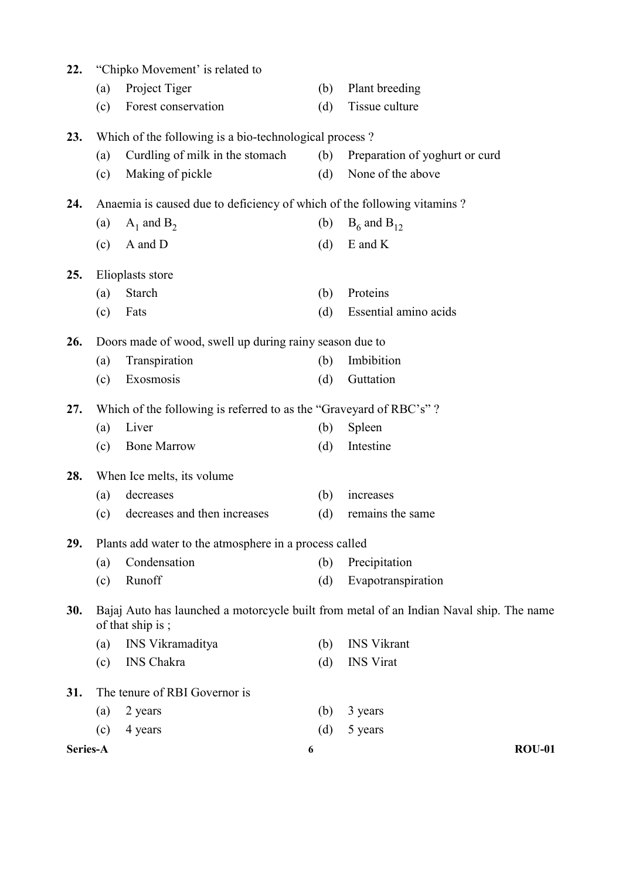**22.** "Chipko Movement' is related to

(a) Project Tiger (b) Plant breeding

(c) Forest conservation (d) Tissue culture

**23.** Which of the following is a bio-technological process ?

(a) Curdling of milk in the stomach (b) Preparation of yoghurt or curd

(c) Making of pickle (d) None of the above

**24.** Anaemia is caused due to deficiency of which of the following vitamins ?

(a) $A_1$ and $B_2$ (b) $B_6$ and $B_{12}$

(c) A and D (d) E and K

**25.** Elioplasts store

(a) Starch (b) Proteins

(c) Fats (d) Essential amino acids

**26.** Doors made of wood, swell up during rainy season due to

(a) Transpiration (b) Imbibition

(c) Exosmosis (d) Guttation

**27.** Which of the following is referred to as the "Graveyard of RBC's" ?

(a) Liver (b) Spleen

(c) Bone Marrow (d) Intestine

**28.** When Ice melts, its volume

(a) decreases (b) increases

(c) decreases and then increases (d) remains the same

**29.** Plants add water to the atmosphere in a process called

(a) Condensation (b) Precipitation

(c) Runoff (d) Evapotranspiration

**30.** Bajaj Auto has launched a motorcycle built from metal of an Indian Naval ship. The name of that ship is ;

(a) INS Vikramaditya (b) INS Vikrant

(c) INS Chakra (d) INS Virat

**31.** The tenure of RBI Governor is

(a) 2 years (b) 3 years

(c) 4 years (d) 5 years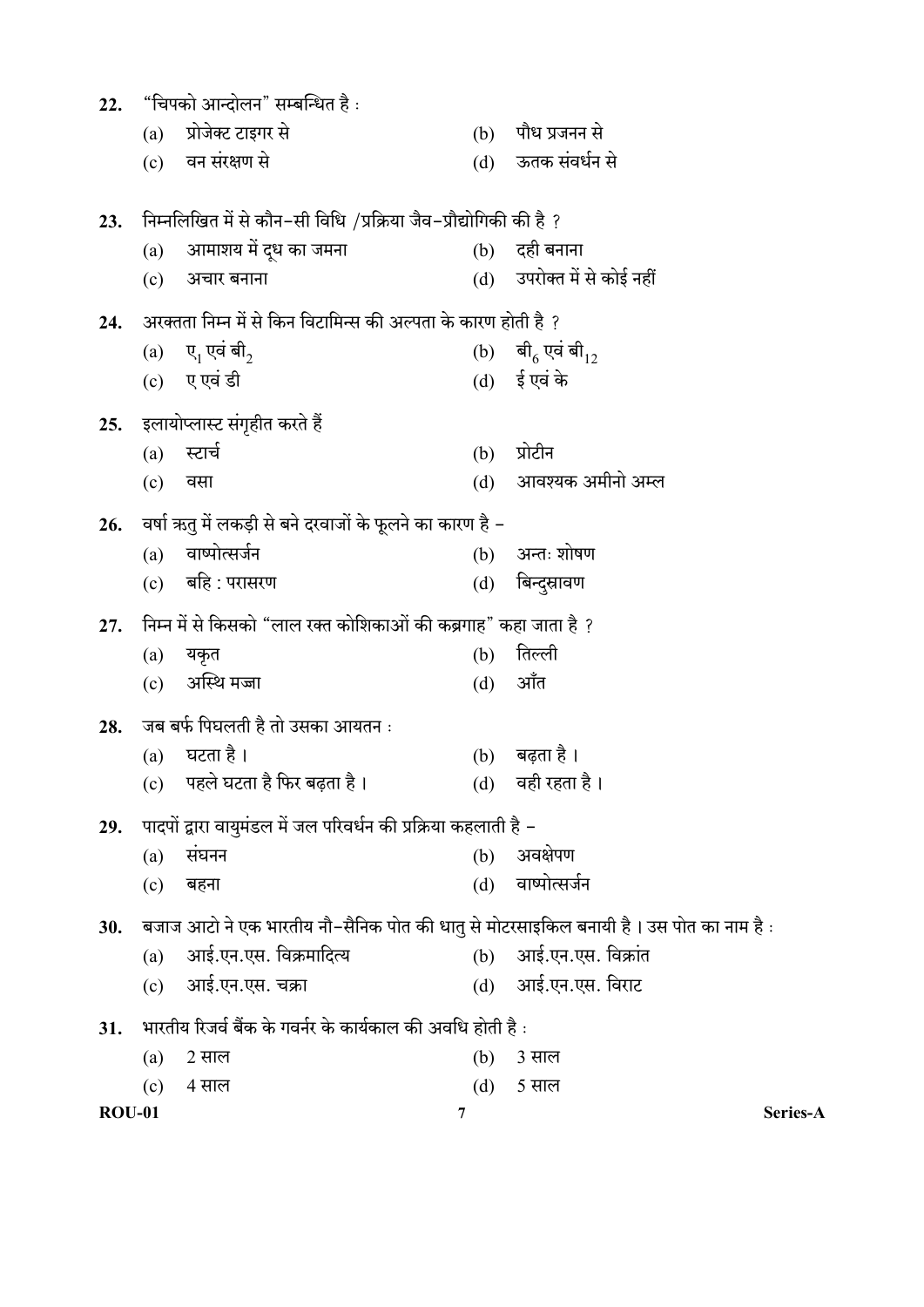22. "चिपको आन्दोलन" सम्बन्धित है :
    (a) प्रोजेक्ट टाइगर से
    (b) पौध प्रजनन से
    (c) वन संरक्षण से
    (d) ऊतक संवर्धन से

23. निम्नलिखित में से कौन–सी विधि /प्रक्रिया जैव–प्रौद्योगिकी की है ?
    (a) आमाशय में दूध का जमना
    (b) दही बनाना
    (c) अचार बनाना
    (d) उपरोक्त में से कोई नहीं

24. अरक्तता निम्न में से किन विटामिन्स की अल्पता के कारण होती है ?
    (a) ए$_1$ एवं बी$_2$
    (b) बी$_6$ एवं बी$_{12}$
    (c) ए एवं डी
    (d) ई एवं के

25. इलायोप्लास्ट संगृहीत करते हैं
    (a) स्टार्च
    (b) प्रोटीन
    (c) वसा
    (d) आवश्यक अमीनो अम्ल

26. वर्षा ऋतु में लकड़ी से बने दरवाजों के फूलने का कारण है –
    (a) वाष्पोत्सर्जन
    (b) अन्तः शोषण
    (c) बहि : परासरण
    (d) बिन्दुस्रावण

27. निम्न में से किसको "लाल रक्त कोशिकाओं की कब्रगाह" कहा जाता है ?
    (a) यकृत
    (b) तिल्ली
    (c) अस्थि मज्जा
    (d) आँत

28. जब बर्फ पिघलती है तो उसका आयतन :
    (a) घटता है ।
    (b) बढ़ता है ।
    (c) पहले घटता है फिर बढ़ता है ।
    (d) वही रहता है ।

29. पादपों द्वारा वायुमंडल में जल परिवर्धन की प्रक्रिया कहलाती है –
    (a) संघनन
    (b) अवक्षेपण
    (c) बहना
    (d) वाष्पोत्सर्जन

30. बजाज आटो ने एक भारतीय नौ–सैनिक पोत की धातु से मोटरसाइकिल बनायी है । उस पोत का नाम है :
    (a) आई.एन.एस. विक्रमादित्य
    (b) आई.एन.एस. विक्रांत
    (c) आई.एन.एस. चक्रा
    (d) आई.एन.एस. विराट

31. भारतीय रिजर्व बैंक के गवर्नर के कार्यकाल की अवधि होती है :
    (a) 2 साल
    (b) 3 साल
    (c) 4 साल
    (d) 5 साल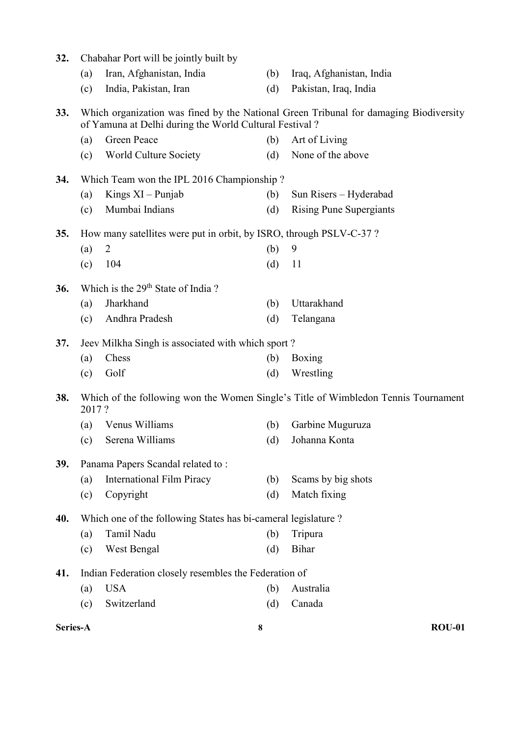**32.** Chabahar Port will be jointly built by

(a) Iran, Afghanistan, India
(b) Iraq, Afghanistan, India
(c) India, Pakistan, Iran
(d) Pakistan, Iraq, India

**33.** Which organization was fined by the National Green Tribunal for damaging Biodiversity of Yamuna at Delhi during the World Cultural Festival ?

(a) Green Peace
(b) Art of Living
(c) World Culture Society
(d) None of the above

**34.** Which Team won the IPL 2016 Championship ?

(a) Kings XI – Punjab
(b) Sun Risers – Hyderabad
(c) Mumbai Indians
(d) Rising Pune Supergiants

**35.** How many satellites were put in orbit, by ISRO, through PSLV-C-37 ?

(a) 2
(b) 9
(c) 104
(d) 11

**36.** Which is the 29th State of India ?

(a) Jharkhand
(b) Uttarakhand
(c) Andhra Pradesh
(d) Telangana

**37.** Jeev Milkha Singh is associated with which sport ?

(a) Chess
(b) Boxing
(c) Golf
(d) Wrestling

**38.** Which of the following won the Women Single's Title of Wimbledon Tennis Tournament 2017 ?

(a) Venus Williams
(b) Garbine Muguruza
(c) Serena Williams
(d) Johanna Konta

**39.** Panama Papers Scandal related to :

(a) International Film Piracy
(b) Scams by big shots
(c) Copyright
(d) Match fixing

**40.** Which one of the following States has bi-cameral legislature ?

(a) Tamil Nadu
(b) Tripura
(c) West Bengal
(d) Bihar

**41.** Indian Federation closely resembles the Federation of

(a) USA
(b) Australia
(c) Switzerland
(d) Canada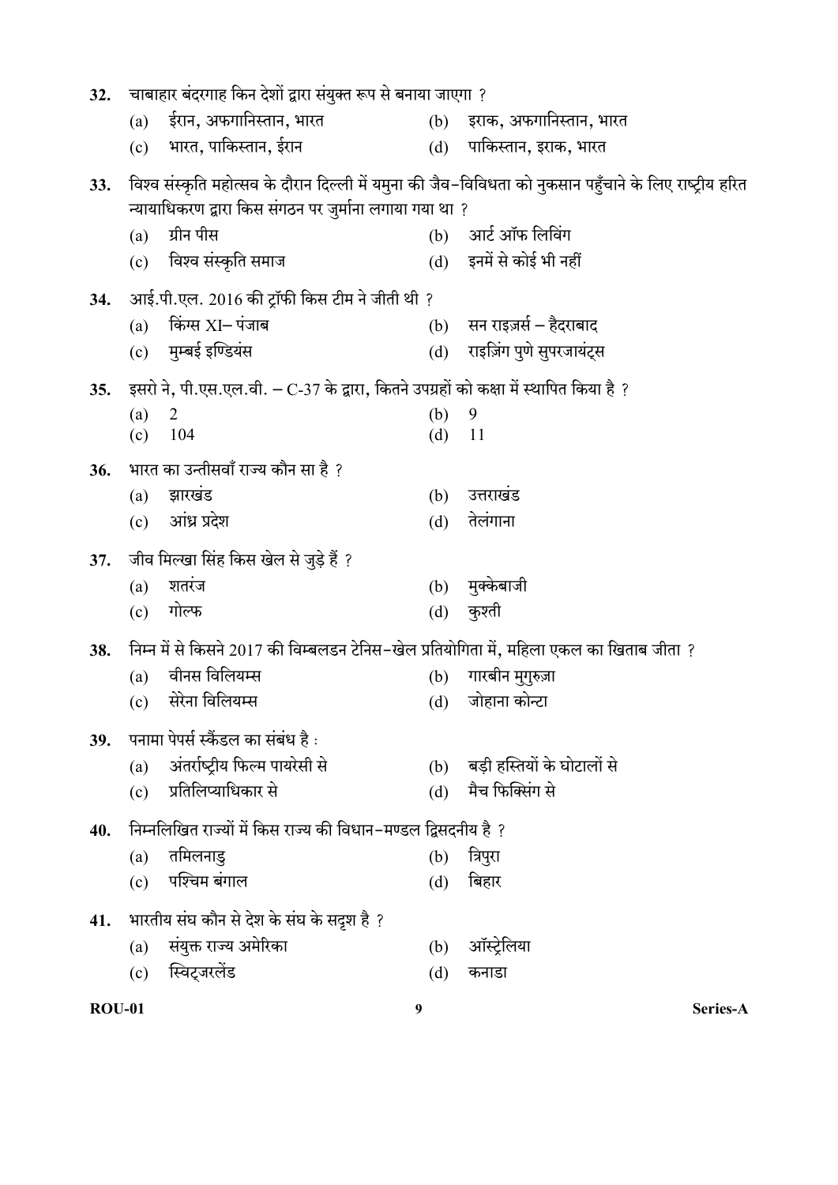32. चाबाहार बंदरगाह किन देशों द्वारा संयुक्त रूप से बनाया जाएगा ?

(a) ईरान, अफगानिस्तान, भारत
(b) इराक, अफगानिस्तान, भारत
(c) भारत, पाकिस्तान, ईरान
(d) पाकिस्तान, इराक, भारत

33. विश्व संस्कृति महोत्सव के दौरान दिल्ली में यमुना की जैव-विविधता को नुकसान पहुँचाने के लिए राष्ट्रीय हरित न्यायाधिकरण द्वारा किस संगठन पर जुर्माना लगाया गया था ?

(a) ग्रीन पीस
(b) आर्ट ऑफ लिविंग
(c) विश्व संस्कृति समाज
(d) इनमें से कोई भी नहीं

34. आई.पी.एल. 2016 की ट्रॉफी किस टीम ने जीती थी ?

(a) किंग्स XI– पंजाब
(b) सन राइज़र्स – हैदराबाद
(c) मुम्बई इण्डियंस
(d) राइज़िंग पुणे सुपरजायंट्स

35. इसरो ने, पी.एस.एल.वी. – C-37 के द्वारा, कितने उपग्रहों को कक्षा में स्थापित किया है ?

(a) 2
(b) 9
(c) 104
(d) 11

36. भारत का उन्तीसवाँ राज्य कौन सा है ?

(a) झारखंड
(b) उत्तराखंड
(c) आंध्र प्रदेश
(d) तेलंगाना

37. जीव मिल्खा सिंह किस खेल से जुड़े हैं ?

(a) शतरंज
(b) मुक्केबाजी
(c) गोल्फ
(d) कुश्ती

38. निम्न में से किसने 2017 की विम्बलडन टेनिस-खेल प्रतियोगिता में, महिला एकल का खिताब जीता ?

(a) वीनस विलियम्स
(b) गारबीन मुगुरुज़ा
(c) सेरेना विलियम्स
(d) जोहाना कोन्टा

39. पनामा पेपर्स स्कैंडल का संबंध है :

(a) अंतर्राष्ट्रीय फिल्म पायरेसी से
(b) बड़ी हस्तियों के घोटालों से
(c) प्रतिलिप्याधिकार से
(d) मैच फिक्सिंग से

40. निम्नलिखित राज्यों में किस राज्य की विधान-मण्डल द्विसदनीय है ?

(a) तमिलनाडु
(b) त्रिपुरा
(c) पश्चिम बंगाल
(d) बिहार

41. भारतीय संघ कौन से देश के संघ के सदृश है ?

(a) संयुक्त राज्य अमेरिका
(b) ऑस्ट्रेलिया
(c) स्विट्ज़रलेंड
(d) कनाडा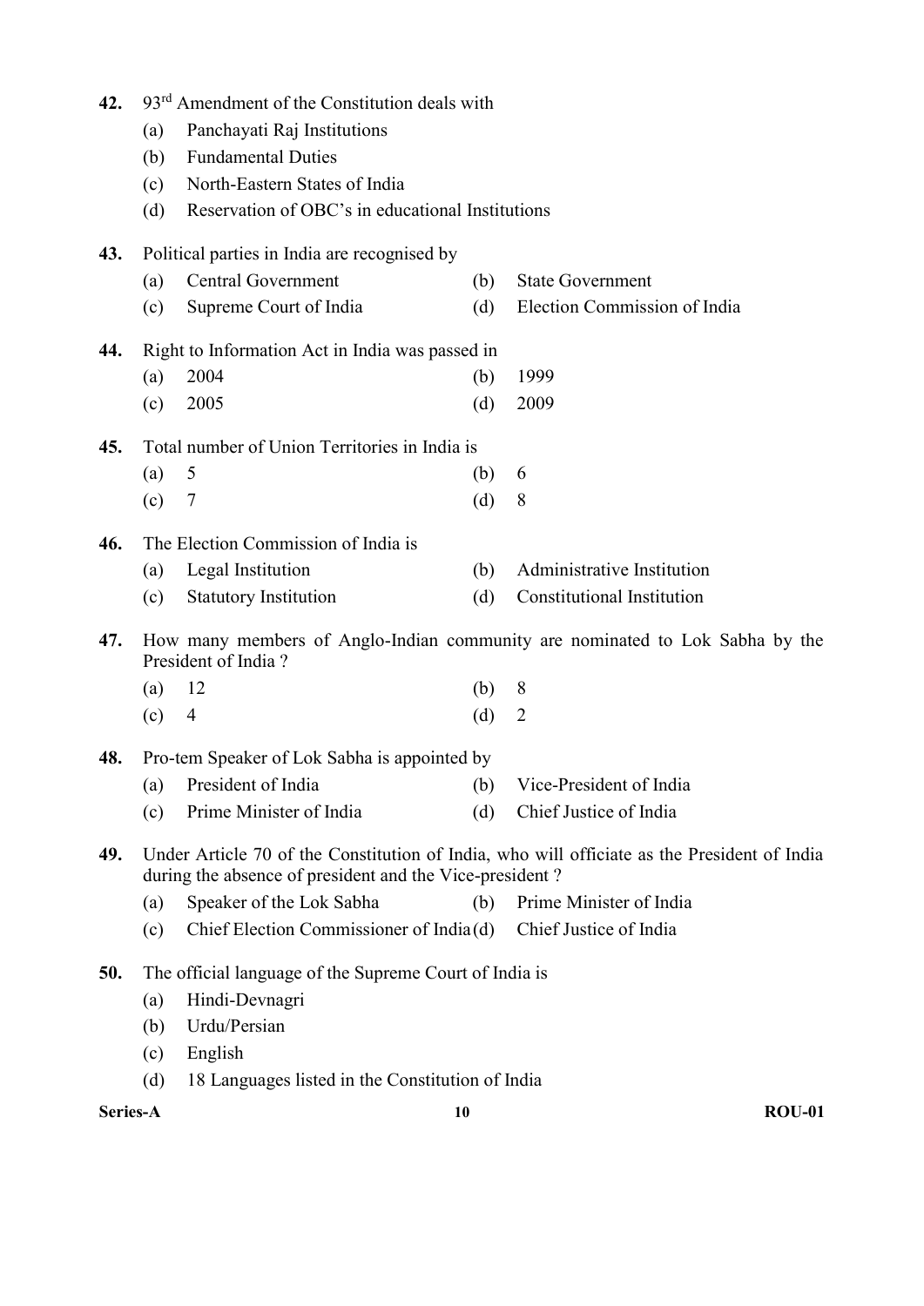**42.** 93rd Amendment of the Constitution deals with

(a) Panchayati Raj Institutions

(b) Fundamental Duties

(c) North-Eastern States of India

(d) Reservation of OBC's in educational Institutions

**43.** Political parties in India are recognised by

(a) Central Government (b) State Government

(c) Supreme Court of India (d) Election Commission of India

**44.** Right to Information Act in India was passed in

(a) 2004 (b) 1999

(c) 2005 (d) 2009

**45.** Total number of Union Territories in India is

(a) 5 (b) 6

(c) 7 (d) 8

**46.** The Election Commission of India is

(a) Legal Institution (b) Administrative Institution

(c) Statutory Institution (d) Constitutional Institution

**47.** How many members of Anglo-Indian community are nominated to Lok Sabha by the President of India ?

(a) 12 (b) 8

(c) 4 (d) 2

**48.** Pro-tem Speaker of Lok Sabha is appointed by

(a) President of India (b) Vice-President of India

(c) Prime Minister of India (d) Chief Justice of India

**49.** Under Article 70 of the Constitution of India, who will officiate as the President of India during the absence of president and the Vice-president ?

(a) Speaker of the Lok Sabha (b) Prime Minister of India

(c) Chief Election Commissioner of India (d) Chief Justice of India

**50.** The official language of the Supreme Court of India is

(a) Hindi-Devnagri

(b) Urdu/Persian

(c) English

(d) 18 Languages listed in the Constitution of India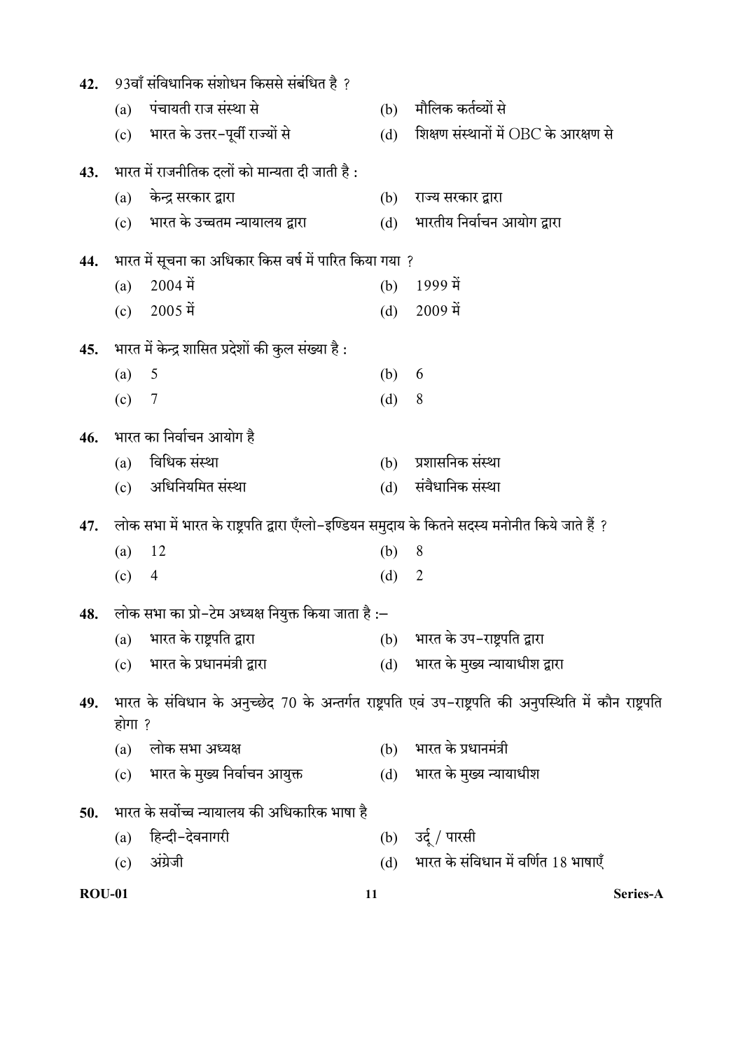**42.** 93वाँ संविधानिक संशोधन किससे संबंधित है ?

(a) पंचायती राज संस्था से

(b) मौलिक कर्तव्यों से

(c) भारत के उत्तर-पूर्वी राज्यों से

(d) शिक्षण संस्थानों में OBC के आरक्षण से

**43.** भारत में राजनीतिक दलों को मान्यता दी जाती है :

(a) केन्द्र सरकार द्वारा

(b) राज्य सरकार द्वारा

(c) भारत के उच्चतम न्यायालय द्वारा

(d) भारतीय निर्वाचन आयोग द्वारा

**44.** भारत में सूचना का अधिकार किस वर्ष में पारित किया गया ?

(a) 2004 में

(b) 1999 में

(c) 2005 में

(d) 2009 में

**45.** भारत में केन्द्र शासित प्रदेशों की कुल संख्या है :

(a) 5

(b) 6

(c) 7

(d) 8

**46.** भारत का निर्वाचन आयोग है

(a) विधिक संस्था

(b) प्रशासनिक संस्था

(c) अधिनियमित संस्था

(d) संवैधानिक संस्था

**47.** लोक सभा में भारत के राष्ट्रपति द्वारा एँग्लो-इण्डियन समुदाय के कितने सदस्य मनोनीत किये जाते हैं ?

(a) 12

(b) 8

(c) 4

(d) 2

**48.** लोक सभा का प्रो-टेम अध्यक्ष नियुक्त किया जाता है :–

(a) भारत के राष्ट्रपति द्वारा

(b) भारत के उप-राष्ट्रपति द्वारा

(c) भारत के प्रधानमंत्री द्वारा

(d) भारत के मुख्य न्यायाधीश द्वारा

**49.** भारत के संविधान के अनुच्छेद 70 के अन्तर्गत राष्ट्रपति एवं उप-राष्ट्रपति की अनुपस्थिति में कौन राष्ट्रपति होगा ?

(a) लोक सभा अध्यक्ष

(b) भारत के प्रधानमंत्री

(c) भारत के मुख्य निर्वाचन आयुक्त

(d) भारत के मुख्य न्यायाधीश

**50.** भारत के सर्वोच्च न्यायालय की अधिकारिक भाषा है

(a) हिन्दी-देवनागरी

(b) उर्दू / पारसी

(c) अंग्रेजी

(d) भारत के संविधान में वर्णित 18 भाषाएँ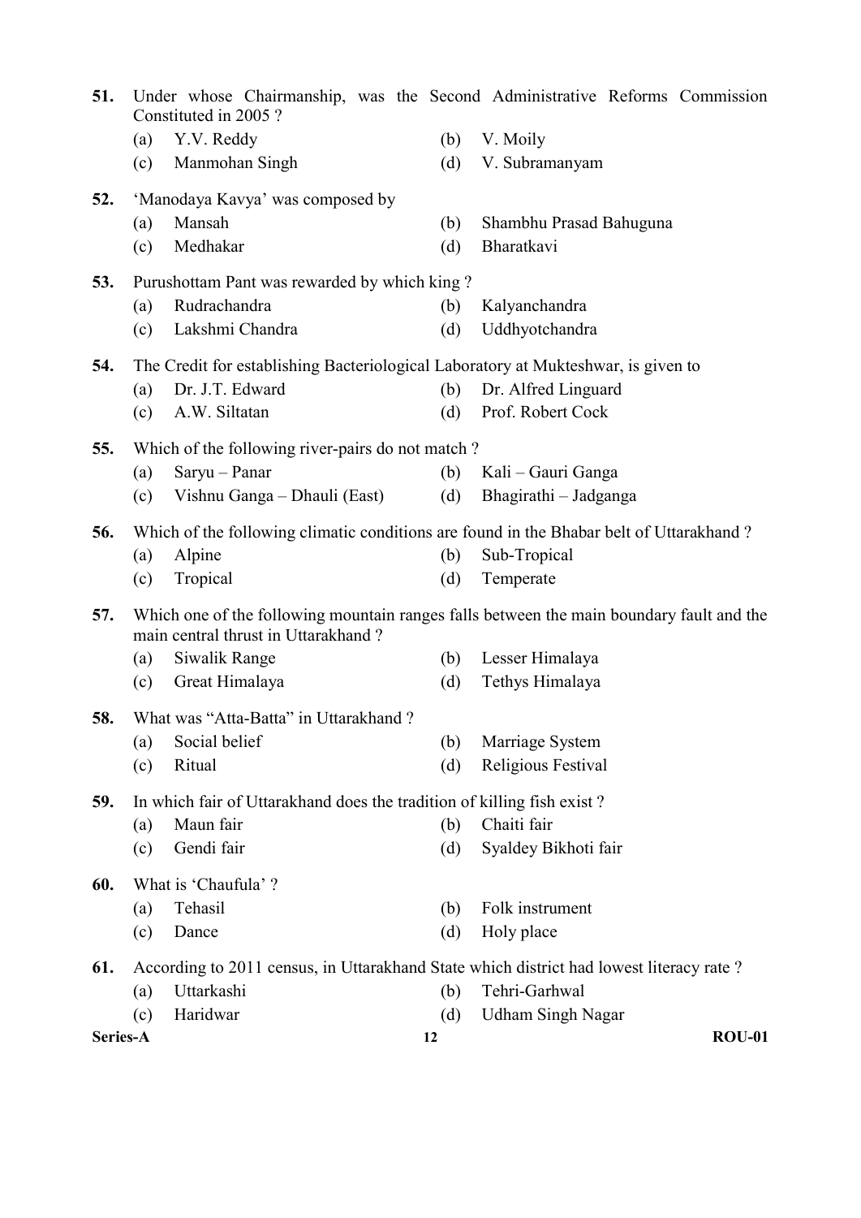**51.** Under whose Chairmanship, was the Second Administrative Reforms Commission Constituted in 2005 ?

(a) Y.V. Reddy
(b) V. Moily
(c) Manmohan Singh
(d) V. Subramanyam

**52.** 'Manodaya Kavya' was composed by

(a) Mansah
(b) Shambhu Prasad Bahuguna
(c) Medhakar
(d) Bharatkavi

**53.** Purushottam Pant was rewarded by which king ?

(a) Rudrachandra
(b) Kalyanchandra
(c) Lakshmi Chandra
(d) Uddhyotchandra

**54.** The Credit for establishing Bacteriological Laboratory at Mukteshwar, is given to

(a) Dr. J.T. Edward
(b) Dr. Alfred Linguard
(c) A.W. Siltatan
(d) Prof. Robert Cock

**55.** Which of the following river-pairs do not match ?

(a) Saryu – Panar
(b) Kali – Gauri Ganga
(c) Vishnu Ganga – Dhauli (East)
(d) Bhagirathi – Jadganga

**56.** Which of the following climatic conditions are found in the Bhabar belt of Uttarakhand ?

(a) Alpine
(b) Sub-Tropical
(c) Tropical
(d) Temperate

**57.** Which one of the following mountain ranges falls between the main boundary fault and the main central thrust in Uttarakhand ?

(a) Siwalik Range
(b) Lesser Himalaya
(c) Great Himalaya
(d) Tethys Himalaya

**58.** What was "Atta-Batta" in Uttarakhand ?

(a) Social belief
(b) Marriage System
(c) Ritual
(d) Religious Festival

**59.** In which fair of Uttarakhand does the tradition of killing fish exist ?

(a) Maun fair
(b) Chaiti fair
(c) Gendi fair
(d) Syaldey Bikhoti fair

**60.** What is 'Chaufula' ?

(a) Tehasil
(b) Folk instrument
(c) Dance
(d) Holy place

**61.** According to 2011 census, in Uttarakhand State which district had lowest literacy rate ?

(a) Uttarkashi
(b) Tehri-Garhwal
(c) Haridwar
(d) Udham Singh Nagar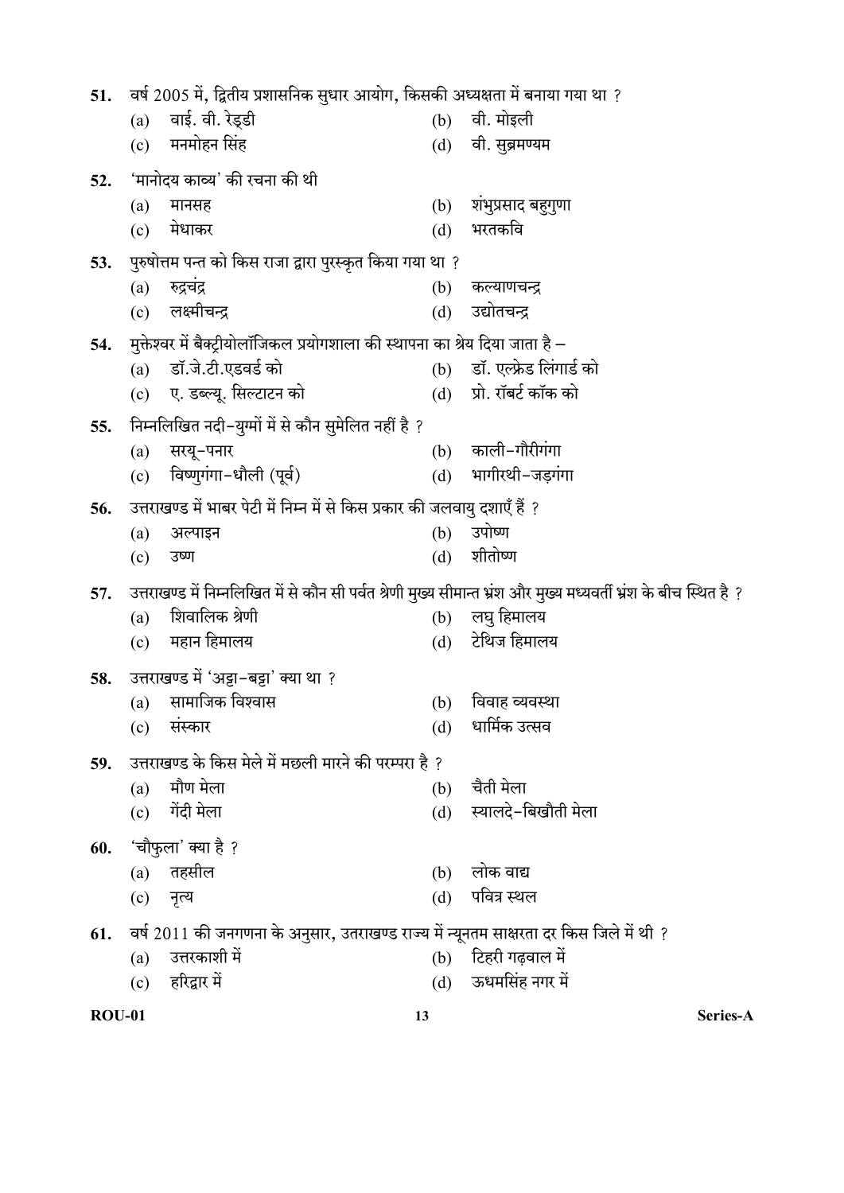51. वर्ष 2005 में, द्वितीय प्रशासनिक सुधार आयोग, किसकी अध्यक्षता में बनाया गया था ?
    - (a) वाई. वी. रेड्डी
    - (b) वी. मोइली
    - (c) मनमोहन सिंह
    - (d) वी. सुब्रमण्यम

52. 'मानोदय काव्य' की रचना की थी
    - (a) मानसह
    - (b) शंभुप्रसाद बहुगुणा
    - (c) मेधाकर
    - (d) भरतकवि

53. पुरुषोत्तम पन्त को किस राजा द्वारा पुरस्कृत किया गया था ?
    - (a) रुद्रचंद्र
    - (b) कल्याणचन्द्र
    - (c) लक्ष्मीचन्द्र
    - (d) उद्योतचन्द्र

54. मुक्तेश्वर में बैक्ट्रीयोलॉजिकल प्रयोगशाला की स्थापना का श्रेय दिया जाता है –
    - (a) डॉ.जे.टी.एडवर्ड को
    - (b) डॉ. एल्फ्रेड लिंगार्ड को
    - (c) ए. डब्ल्यू. सिल्टाटन को
    - (d) प्रो. रॉबर्ट कॉक को

55. निम्नलिखित नदी–युग्मों में से कौन सुमेलित नहीं है ?
    - (a) सरयू–पनार
    - (b) काली–गौरीगंगा
    - (c) विष्णुगंगा–धौली (पूर्व)
    - (d) भागीरथी–जड़गंगा

56. उत्तराखण्ड में भाबर पेटी में निम्न में से किस प्रकार की जलवायु दशाएँ हैं ?
    - (a) अल्पाइन
    - (b) उपोष्ण
    - (c) उष्ण
    - (d) शीतोष्ण

57. उत्तराखण्ड में निम्नलिखित में से कौन सी पर्वत श्रेणी मुख्य सीमान्त भ्रंश और मुख्य मध्यवर्ती भ्रंश के बीच स्थित है ?
    - (a) शिवालिक श्रेणी
    - (b) लघु हिमालय
    - (c) महान हिमालय
    - (d) टेथिज हिमालय

58. उत्तराखण्ड में 'अट्टा–बट्टा' क्या था ?
    - (a) सामाजिक विश्वास
    - (b) विवाह व्यवस्था
    - (c) संस्कार
    - (d) धार्मिक उत्सव

59. उत्तराखण्ड के किस मेले में मछली मारने की परम्परा है ?
    - (a) मौण मेला
    - (b) चैती मेला
    - (c) गेंदी मेला
    - (d) स्यालदे–बिखौती मेला

60. 'चौफुला' क्या है ?
    - (a) तहसील
    - (b) लोक वाद्य
    - (c) नृत्य
    - (d) पवित्र स्थल

61. वर्ष 2011 की जनगणना के अनुसार, उत्तराखण्ड राज्य में न्यूनतम साक्षरता दर किस जिले में थी ?
    - (a) उत्तरकाशी में
    - (b) टिहरी गढ़वाल में
    - (c) हरिद्वार में
    - (d) ऊधमसिंह नगर में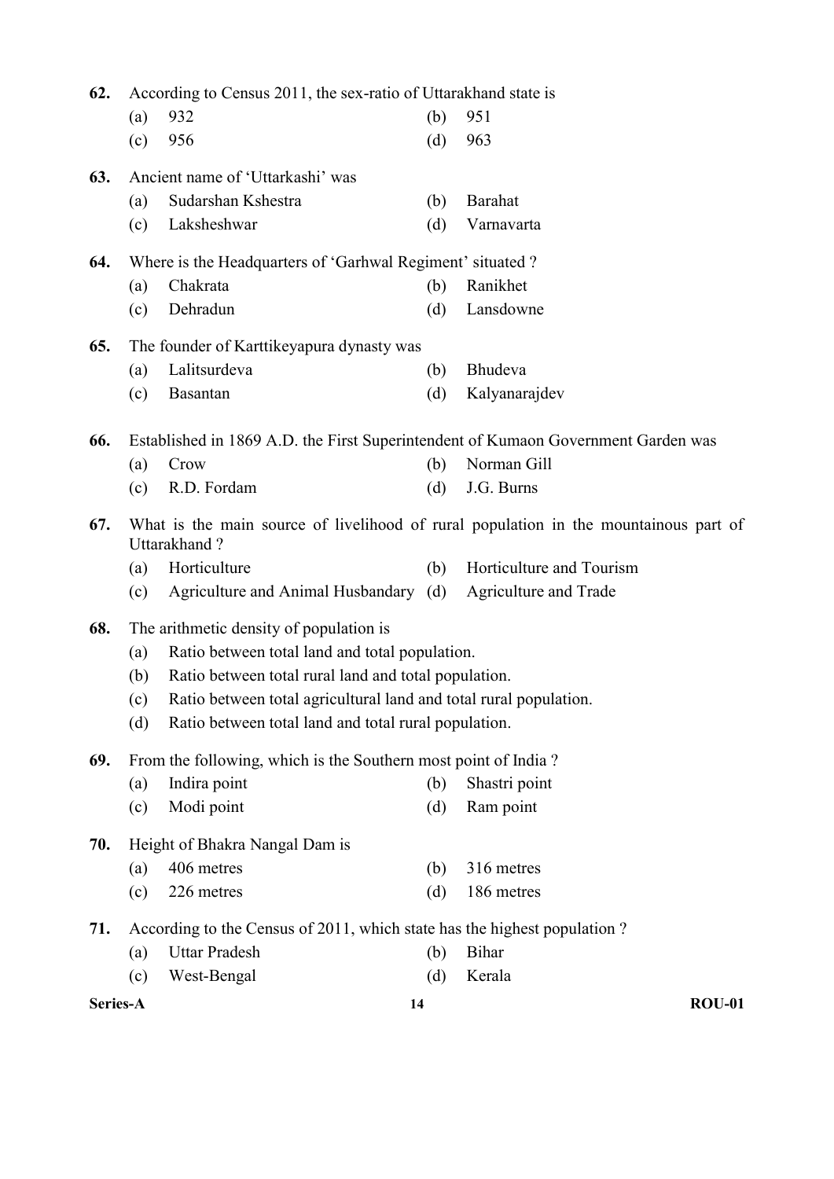**62.** According to Census 2011, the sex-ratio of Uttarakhand state is

(a) 932 (b) 951

(c) 956 (d) 963

**63.** Ancient name of 'Uttarkashi' was

(a) Sudarshan Kshestra (b) Barahat

(c) Laksheshwar (d) Varnavarta

**64.** Where is the Headquarters of 'Garhwal Regiment' situated ?

(a) Chakrata (b) Ranikhet

(c) Dehradun (d) Lansdowne

**65.** The founder of Karttikeyapura dynasty was

(a) Lalitsurdeva (b) Bhudeva

(c) Basantan (d) Kalyanarajdev

**66.** Established in 1869 A.D. the First Superintendent of Kumaon Government Garden was

(a) Crow (b) Norman Gill

(c) R.D. Fordam (d) J.G. Burns

**67.** What is the main source of livelihood of rural population in the mountainous part of Uttarakhand ?

(a) Horticulture (b) Horticulture and Tourism

(c) Agriculture and Animal Husbandary (d) Agriculture and Trade

**68.** The arithmetic density of population is

(a) Ratio between total land and total population.

(b) Ratio between total rural land and total population.

(c) Ratio between total agricultural land and total rural population.

(d) Ratio between total land and total rural population.

**69.** From the following, which is the Southern most point of India ?

(a) Indira point (b) Shastri point

(c) Modi point (d) Ram point

**70.** Height of Bhakra Nangal Dam is

(a) 406 metres (b) 316 metres

(c) 226 metres (d) 186 metres

**71.** According to the Census of 2011, which state has the highest population ?

(a) Uttar Pradesh (b) Bihar

(c) West-Bengal (d) Kerala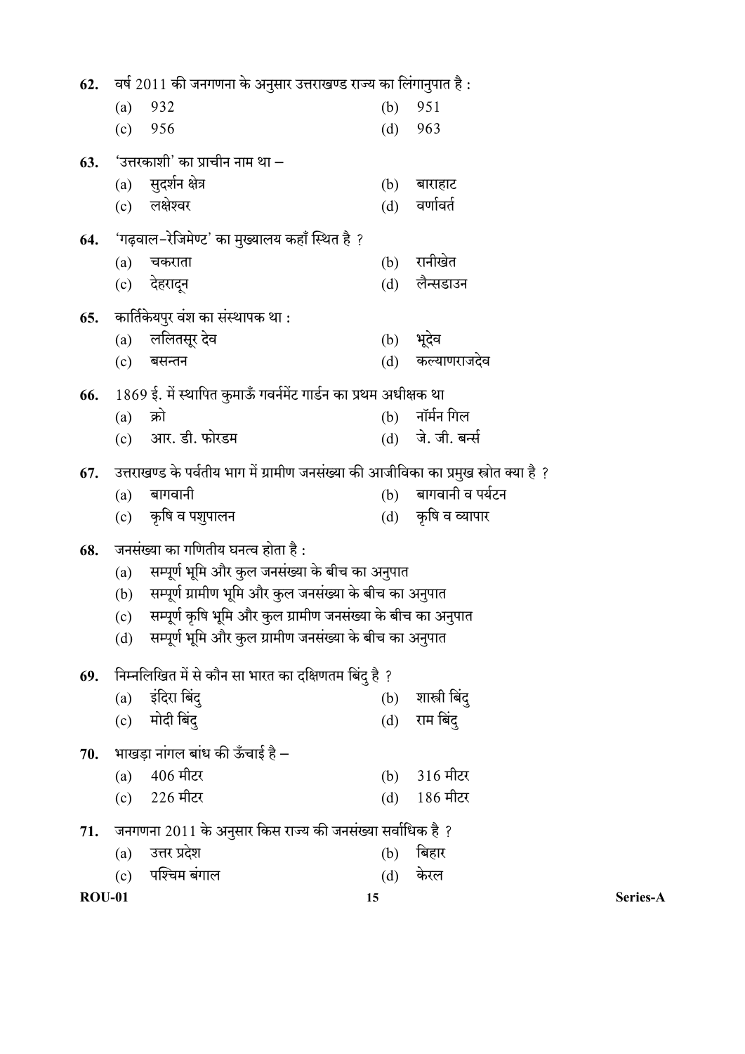62. वर्ष 2011 की जनगणना के अनुसार उत्तराखण्ड राज्य का लिंगानुपात है :

(a) 932 (b) 951
(c) 956 (d) 963

63. 'उत्तरकाशी' का प्राचीन नाम था –

(a) सुदर्शन क्षेत्र (b) बाराहाट
(c) लक्षेश्वर (d) वर्णावर्त

64. 'गढ़वाल-रेजिमेण्ट' का मुख्यालय कहाँ स्थित है ?

(a) चकराता (b) रानीखेत
(c) देहरादून (d) लैन्सडाउन

65. कार्तिकेयपुर वंश का संस्थापक था :

(a) ललितसूर देव (b) भूदेव
(c) बसन्तन (d) कल्याणराजदेव

66. 1869 ई. में स्थापित कुमाऊँ गवर्नमेंट गार्डन का प्रथम अधीक्षक था

(a) क्रो (b) नॉर्मन गिल
(c) आर. डी. फोरडम (d) जे. जी. बर्न्स

67. उत्तराखण्ड के पर्वतीय भाग में ग्रामीण जनसंख्या की आजीविका का प्रमुख स्रोत क्या है ?

(a) बागवानी (b) बागवानी व पर्यटन
(c) कृषि व पशुपालन (d) कृषि व व्यापार

68. जनसंख्या का गणितीय घनत्व होता है :

(a) सम्पूर्ण भूमि और कुल जनसंख्या के बीच का अनुपात
(b) सम्पूर्ण ग्रामीण भूमि और कुल जनसंख्या के बीच का अनुपात
(c) सम्पूर्ण कृषि भूमि और कुल ग्रामीण जनसंख्या के बीच का अनुपात
(d) सम्पूर्ण भूमि और कुल ग्रामीण जनसंख्या के बीच का अनुपात

69. निम्नलिखित में से कौन सा भारत का दक्षिणतम बिंदु है ?

(a) इंदिरा बिंदु (b) शास्त्री बिंदु
(c) मोदी बिंदु (d) राम बिंदु

70. भाखड़ा नांगल बांध की ऊँचाई है –

(a) 406 मीटर (b) 316 मीटर
(c) 226 मीटर (d) 186 मीटर

71. जनगणना 2011 के अनुसार किस राज्य की जनसंख्या सर्वाधिक है ?

(a) उत्तर प्रदेश (b) बिहार
(c) पश्चिम बंगाल (d) केरल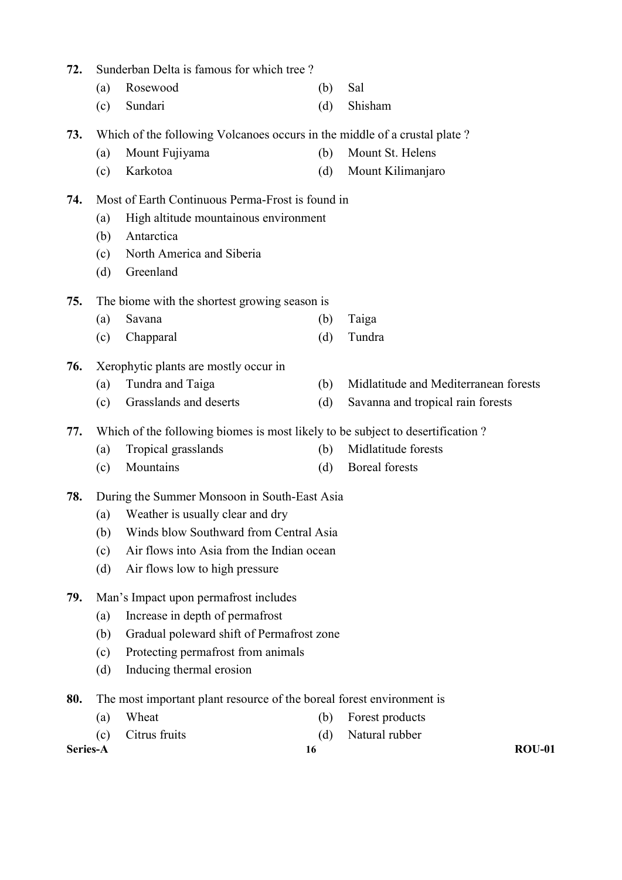**72.** Sunderban Delta is famous for which tree ?

(a) Rosewood (b) Sal

(c) Sundari (d) Shisham

**73.** Which of the following Volcanoes occurs in the middle of a crustal plate ?

(a) Mount Fujiyama (b) Mount St. Helens

(c) Karkotoa (d) Mount Kilimanjaro

**74.** Most of Earth Continuous Perma-Frost is found in

(a) High altitude mountainous environment

(b) Antarctica

(c) North America and Siberia

(d) Greenland

**75.** The biome with the shortest growing season is

(a) Savana (b) Taiga

(c) Chapparal (d) Tundra

**76.** Xerophytic plants are mostly occur in

(a) Tundra and Taiga (b) Midlatitude and Mediterranean forests

(c) Grasslands and deserts (d) Savanna and tropical rain forests

**77.** Which of the following biomes is most likely to be subject to desertification ?

(a) Tropical grasslands (b) Midlatitude forests

(c) Mountains (d) Boreal forests

**78.** During the Summer Monsoon in South-East Asia

(a) Weather is usually clear and dry

(b) Winds blow Southward from Central Asia

(c) Air flows into Asia from the Indian ocean

(d) Air flows low to high pressure

**79.** Man's Impact upon permafrost includes

(a) Increase in depth of permafrost

(b) Gradual poleward shift of Permafrost zone

(c) Protecting permafrost from animals

(d) Inducing thermal erosion

**80.** The most important plant resource of the boreal forest environment is

(a) Wheat (b) Forest products

(c) Citrus fruits (d) Natural rubber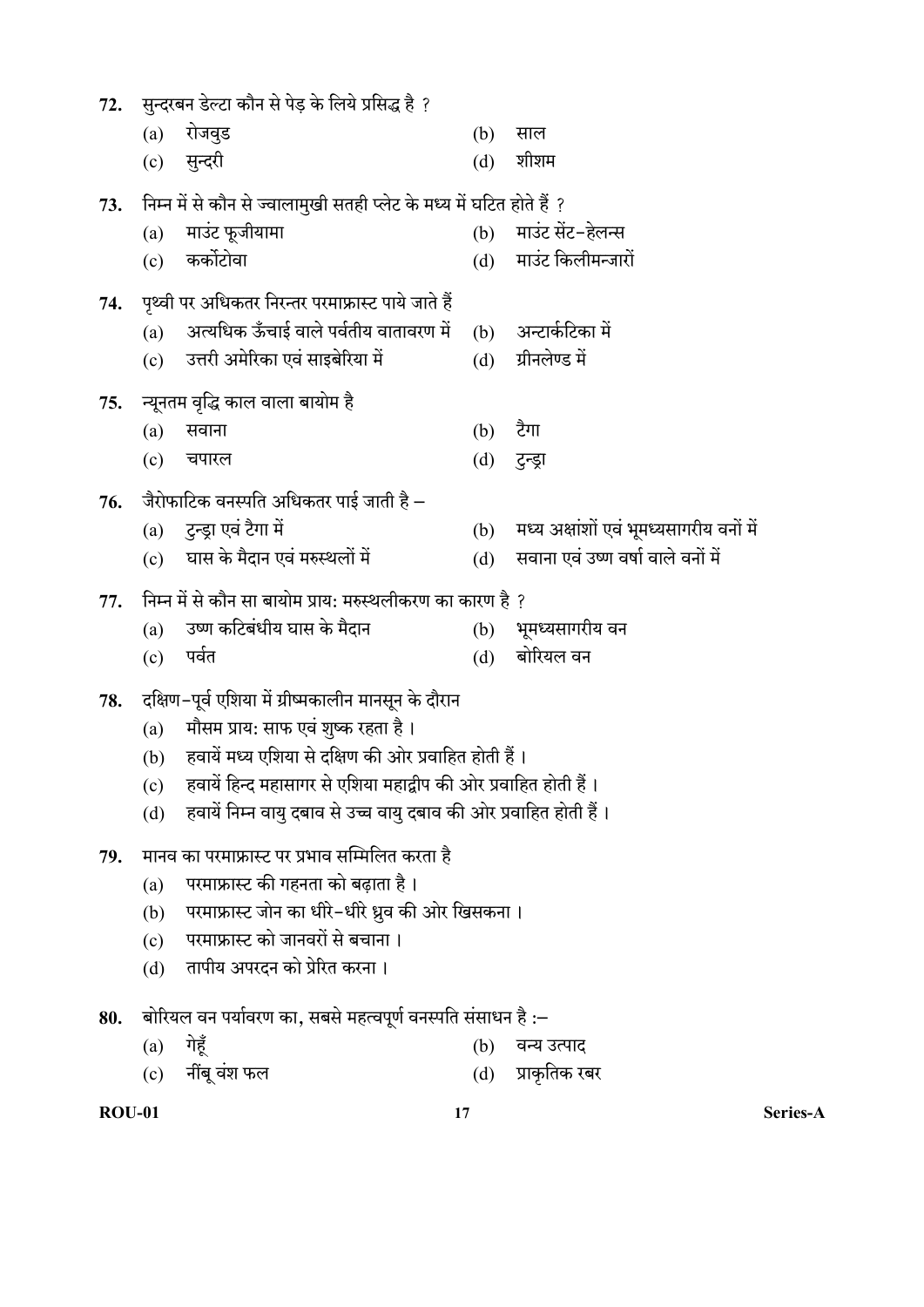72. सुन्दरबन डेल्टा कौन से पेड़ के लिये प्रसिद्ध है ?
   - (a) रोजवुड
   - (b) साल
   - (c) सुन्दरी
   - (d) शीशम

73. निम्न में से कौन से ज्वालामुखी सतही प्लेट के मध्य में घटित होते हैं ?
   - (a) माउंट फूजीयामा
   - (b) माउंट सेंट-हेलन्स
   - (c) कर्कोटोवा
   - (d) माउंट किलीमन्जारों

74. पृथ्वी पर अधिकतर निरन्तर परमाफ्रास्ट पाये जाते हैं
   - (a) अत्यधिक ऊँचाई वाले पर्वतीय वातावरण में
   - (b) अन्टार्कटिका में
   - (c) उत्तरी अमेरिका एवं साइबेरिया में
   - (d) ग्रीनलेण्ड में

75. न्यूनतम वृद्धि काल वाला बायोम है
   - (a) सवाना
   - (b) टैगा
   - (c) चपारल
   - (d) टुन्ड्रा

76. जैरोफाटिक वनस्पति अधिकतर पाई जाती है –
   - (a) टुन्ड्रा एवं टैगा में
   - (b) मध्य अक्षांशों एवं भूमध्यसागरीय वनों में
   - (c) घास के मैदान एवं मरुस्थलों में
   - (d) सवाना एवं उष्ण वर्षा वाले वनों में

77. निम्न में से कौन सा बायोम प्राय: मरुस्थलीकरण का कारण है ?
   - (a) उष्ण कटिबंधीय घास के मैदान
   - (b) भूमध्यसागरीय वन
   - (c) पर्वत
   - (d) बोरियल वन

78. दक्षिण-पूर्व एशिया में ग्रीष्मकालीन मानसून के दौरान
   - (a) मौसम प्राय: साफ एवं शुष्क रहता है ।
   - (b) हवायें मध्य एशिया से दक्षिण की ओर प्रवाहित होती हैं ।
   - (c) हवायें हिन्द महासागर से एशिया महाद्वीप की ओर प्रवाहित होती हैं ।
   - (d) हवायें निम्न वायु दबाव से उच्च वायु दबाव की ओर प्रवाहित होती हैं ।

79. मानव का परमाफ्रास्ट पर प्रभाव सम्मिलित करता है
   - (a) परमाफ्रास्ट की गहनता को बढ़ाता है ।
   - (b) परमाफ्रास्ट जोन का धीरे-धीरे ध्रुव की ओर खिसकना ।
   - (c) परमाफ्रास्ट को जानवरों से बचाना ।
   - (d) तापीय अपरदन को प्रेरित करना ।

80. बोरियल वन पर्यावरण का, सबसे महत्वपूर्ण वनस्पति संसाधन है :–
   - (a) गेहूँ
   - (b) वन्य उत्पाद
   - (c) नींबू वंश फल
   - (d) प्राकृतिक रबर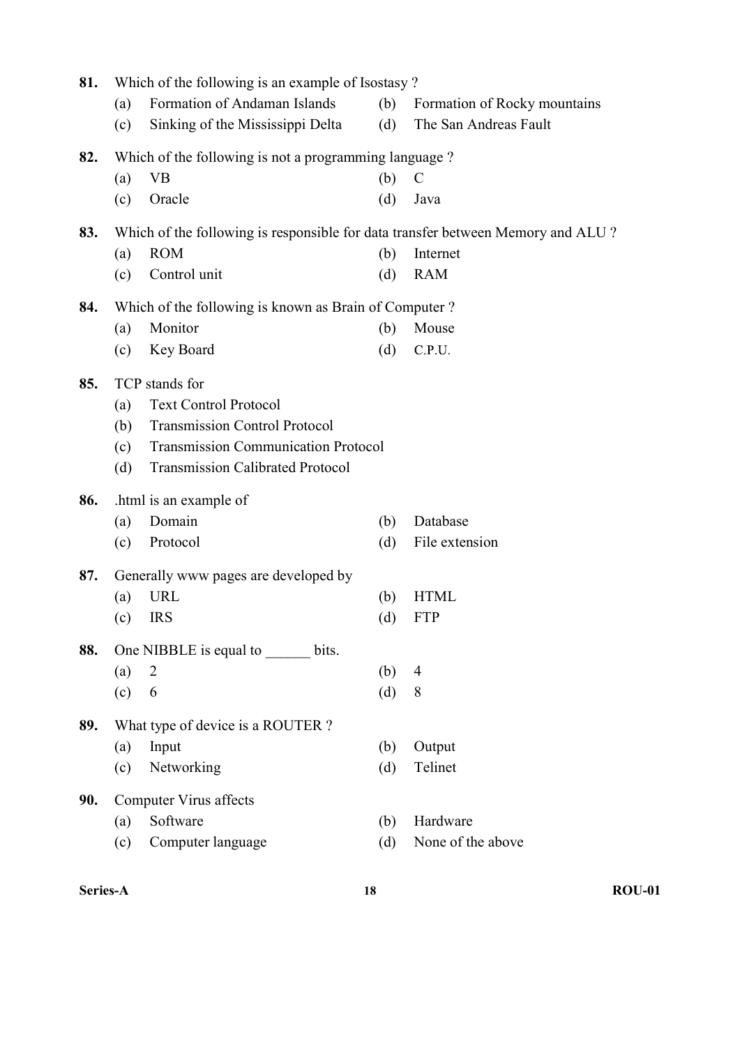**81.** Which of the following is an example of Isostasy ?

(a) Formation of Andaman Islands
(b) Formation of Rocky mountains
(c) Sinking of the Mississippi Delta
(d) The San Andreas Fault

**82.** Which of the following is not a programming language ?

(a) VB
(b) C
(c) Oracle
(d) Java

**83.** Which of the following is responsible for data transfer between Memory and ALU ?

(a) ROM
(b) Internet
(c) Control unit
(d) RAM

**84.** Which of the following is known as Brain of Computer ?

(a) Monitor
(b) Mouse
(c) Key Board
(d) C.P.U.

**85.** TCP stands for

(a) Text Control Protocol
(b) Transmission Control Protocol
(c) Transmission Communication Protocol
(d) Transmission Calibrated Protocol

**86.** .html is an example of

(a) Domain
(b) Database
(c) Protocol
(d) File extension

**87.** Generally www pages are developed by

(a) URL
(b) HTML
(c) IRS
(d) FTP

**88.** One NIBBLE is equal to ______ bits.

(a) 2
(b) 4
(c) 6
(d) 8

**89.** What type of device is a ROUTER ?

(a) Input
(b) Output
(c) Networking
(d) Telinet

**90.** Computer Virus affects

(a) Software
(b) Hardware
(c) Computer language
(d) None of the above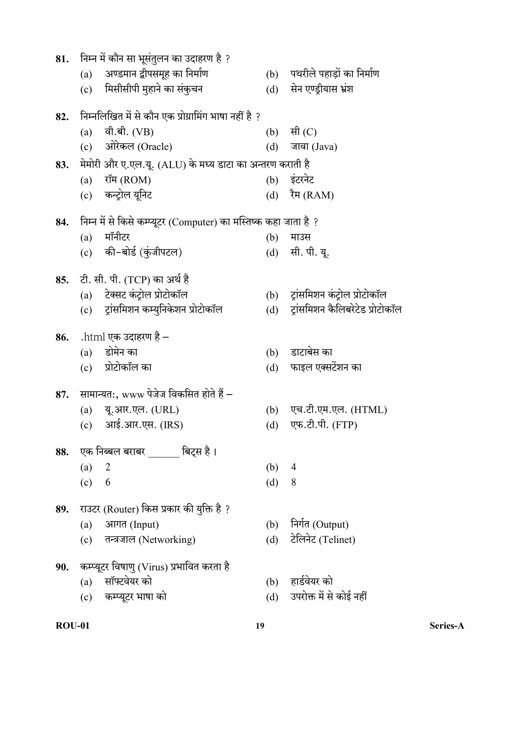81. निम्न में कौन सा भूसंतुलन का उदाहरण है ?
   (a) अण्डमान द्वीपसमूह का निर्माण
   (b) पथरीले पहाड़ों का निर्माण
   (c) मिसीसीपी मुहाने का संकुचन
   (d) सेन एण्ड्रीयास भ्रंश

82. निम्नलिखित में से कौन एक प्रोग्रामिंग भाषा नहीं है ?
   (a) वी.बी. (VB)
   (b) सी (C)
   (c) ओरेकल (Oracle)
   (d) जावा (Java)

83. मेमोरी और ए.एल.यू. (ALU) के मध्य डाटा का अन्तरण कराती है
   (a) रॉम (ROM)
   (b) इंटरनेट
   (c) कन्ट्रोल यूनिट
   (d) रैम (RAM)

84. निम्न में से किसे कम्प्यूटर (Computer) का मस्तिष्क कहा जाता है ?
   (a) मॉनीटर
   (b) माउस
   (c) की-बोर्ड (कुंजीपटल)
   (d) सी. पी. यू.

85. टी. सी. पी. (TCP) का अर्थ है
   (a) टेक्सट कंट्रोल प्रोटोकॉल
   (b) ट्रांसमिशन कंट्रोल प्रोटोकॉल
   (c) ट्रांसमिशन कम्युनिकेशन प्रोटोकॉल
   (d) ट्रांसमिशन कैलिबरेटेड प्रोटोकॉल

86. .html एक उदाहरण है –
   (a) डोमेन का
   (b) डाटाबेस का
   (c) प्रोटोकॉल का
   (d) फाइल एक्सटेंशन का

87. सामान्यत:, www पेजेज विकसित होते हैं –
   (a) यू.आर.एल. (URL)
   (b) एच.टी.एम.एल. (HTML)
   (c) आई.आर.एस. (IRS)
   (d) एफ.टी.पी. (FTP)

88. एक निब्बल बराबर ______ बिट्स है ।
   (a) 2
   (b) 4
   (c) 6
   (d) 8

89. राउटर (Router) किस प्रकार की युक्ति है ?
   (a) आगत (Input)
   (b) निर्गत (Output)
   (c) तन्त्रजाल (Networking)
   (d) टेलिनेट (Telinet)

90. कम्प्यूटर विषाणु (Virus) प्रभावित करता है
   (a) सॉफ्टवेयर को
   (b) हार्डवेयर को
   (c) कम्प्यूटर भाषा को
   (d) उपरोक्त में से कोई नहीं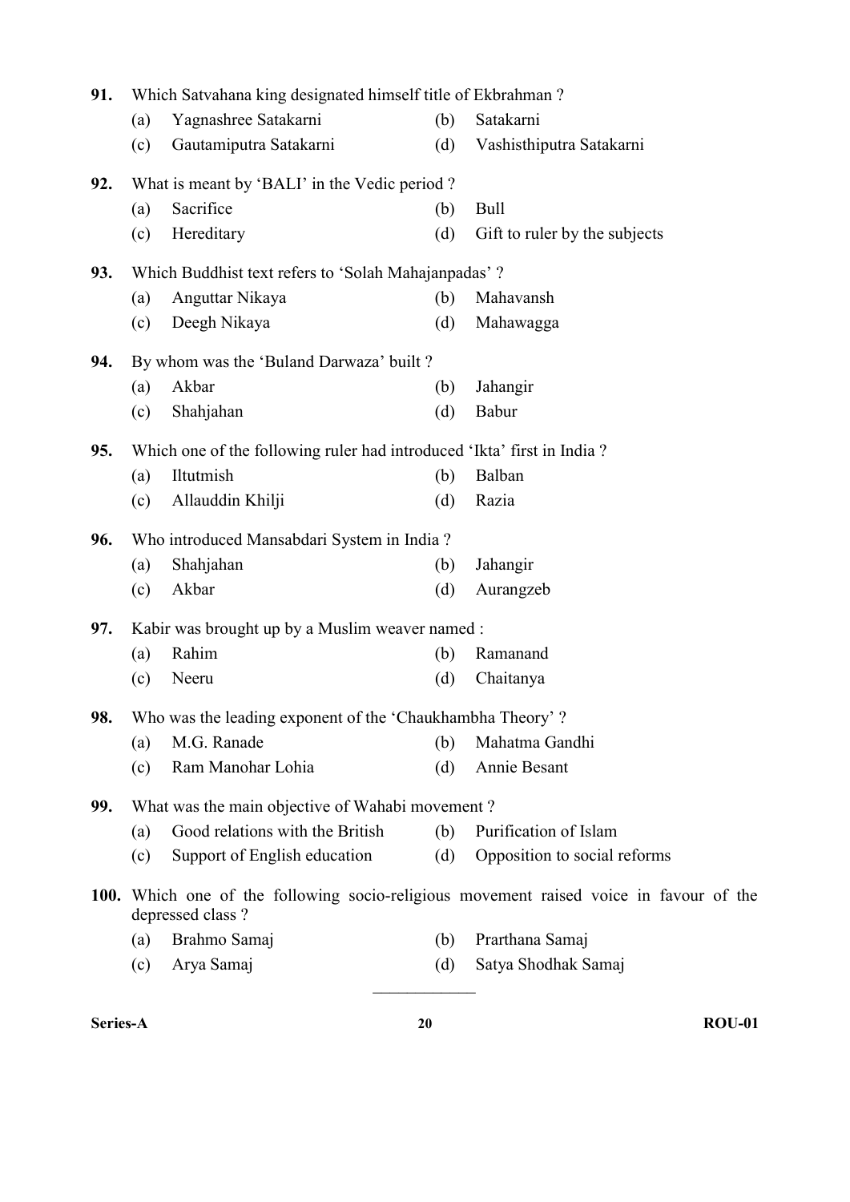**91.** Which Satvahana king designated himself title of Ekbrahman ?

(a) Yagnashree Satakarni (b) Satakarni

(c) Gautamiputra Satakarni (d) Vashisthiputra Satakarni

**92.** What is meant by 'BALI' in the Vedic period ?

(a) Sacrifice (b) Bull

(c) Hereditary (d) Gift to ruler by the subjects

**93.** Which Buddhist text refers to 'Solah Mahajanpadas' ?

(a) Anguttar Nikaya (b) Mahavansh

(c) Deegh Nikaya (d) Mahawagga

**94.** By whom was the 'Buland Darwaza' built ?

(a) Akbar (b) Jahangir

(c) Shahjahan (d) Babur

**95.** Which one of the following ruler had introduced 'Ikta' first in India ?

(a) Iltutmish (b) Balban

(c) Allauddin Khilji (d) Razia

**96.** Who introduced Mansabdari System in India ?

(a) Shahjahan (b) Jahangir

(c) Akbar (d) Aurangzeb

**97.** Kabir was brought up by a Muslim weaver named :

(a) Rahim (b) Ramanand

(c) Neeru (d) Chaitanya

**98.** Who was the leading exponent of the 'Chaukhambha Theory' ?

(a) M.G. Ranade (b) Mahatma Gandhi

(c) Ram Manohar Lohia (d) Annie Besant

**99.** What was the main objective of Wahabi movement ?

(a) Good relations with the British (b) Purification of Islam

(c) Support of English education (d) Opposition to social reforms

**100.** Which one of the following socio-religious movement raised voice in favour of the depressed class ?

(a) Brahmo Samaj (b) Prarthana Samaj

(c) Arya Samaj (d) Satya Shodhak Samaj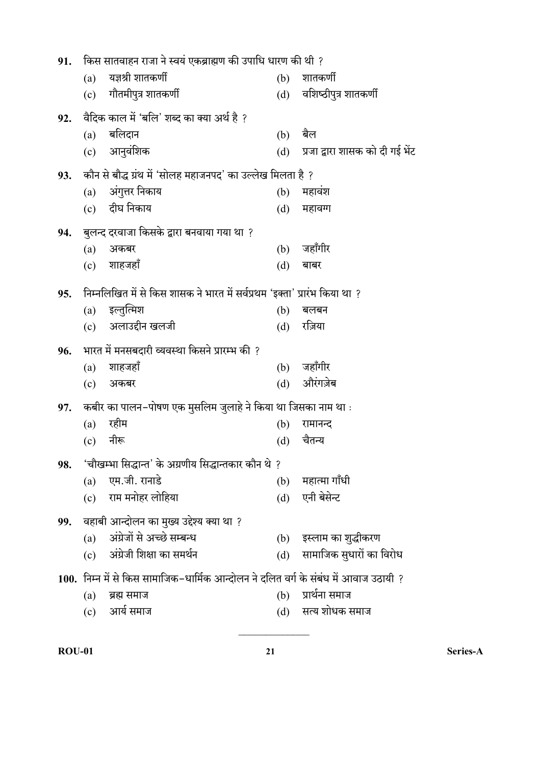91. किस सातवाहन राजा ने स्वयं एकब्राह्मण की उपाधि धारण की थी ?

(a) यज्ञश्री शातकर्णी
(b) शातकर्णी
(c) गौतमीपुत्र शातकर्णी
(d) वशिष्ठीपुत्र शातकर्णी

92. वैदिक काल में 'बलि' शब्द का क्या अर्थ है ?

(a) बलिदान
(b) बैल
(c) आनुवंशिक
(d) प्रजा द्वारा शासक को दी गई भेंट

93. कौन से बौद्ध ग्रंथ में 'सोलह महाजनपद' का उल्लेख मिलता है ?

(a) अंगुत्तर निकाय
(b) महावंश
(c) दीघ निकाय
(d) महावग्ग

94. बुलन्द दरवाजा किसके द्वारा बनवाया गया था ?

(a) अकबर
(b) जहाँगीर
(c) शाहजहाँ
(d) बाबर

95. निम्नलिखित में से किस शासक ने भारत में सर्वप्रथम 'इक्ता' प्रारंभ किया था ?

(a) इल्तुत्मिश
(b) बलबन
(c) अलाउद्दीन खलजी
(d) रज़िया

96. भारत में मनसबदारी व्यवस्था किसने प्रारम्भ की ?

(a) शाहजहाँ
(b) जहाँगीर
(c) अकबर
(d) औरंगज़ेब

97. कबीर का पालन-पोषण एक मुसलिम जुलाहे ने किया था जिसका नाम था :

(a) रहीम
(b) रामानन्द
(c) नीरू
(d) चैतन्य

98. 'चौखम्भा सिद्धान्त' के अग्रणीय सिद्धान्तकार कौन थे ?

(a) एम.जी. रानाडे
(b) महात्मा गाँधी
(c) राम मनोहर लोहिया
(d) एनी बेसेन्ट

99. वहाबी आन्दोलन का मुख्य उद्देश्य क्या था ?

(a) अंग्रेजों से अच्छे सम्बन्ध
(b) इस्लाम का शुद्धीकरण
(c) अंग्रेजी शिक्षा का समर्थन
(d) सामाजिक सुधारों का विरोध

100. निम्न में से किस सामाजिक-धार्मिक आन्दोलन ने दलित वर्ग के संबंध में आवाज उठायी ?

(a) ब्रह्म समाज
(b) प्रार्थना समाज
(c) आर्य समाज
(d) सत्य शोधक समाज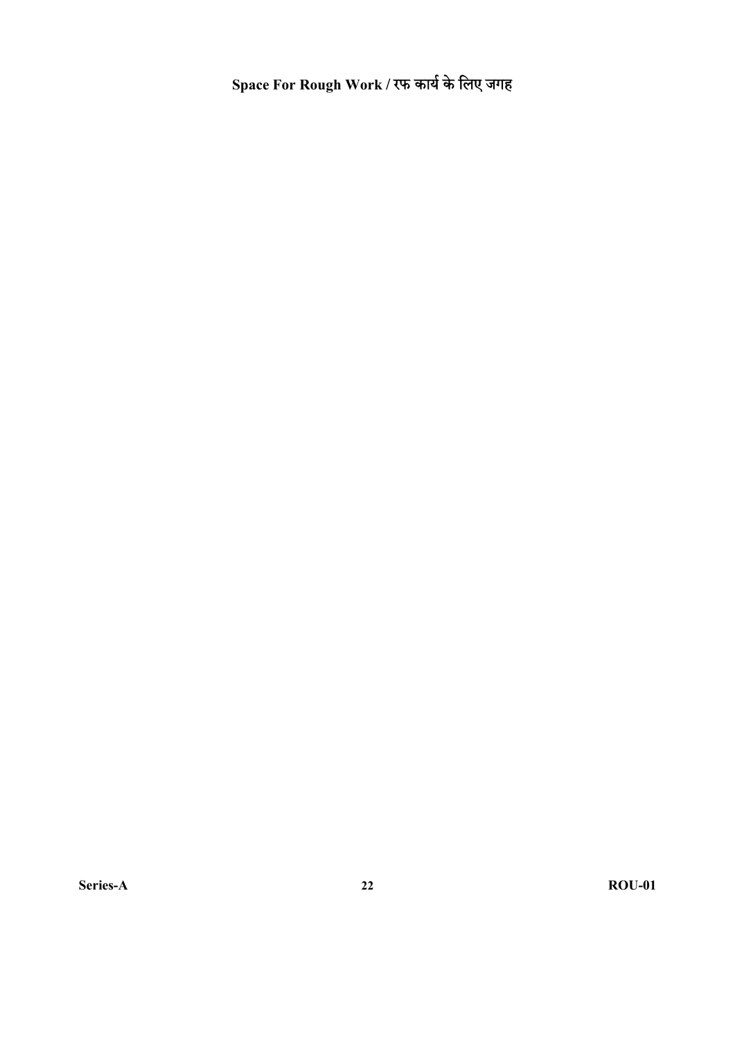**Space For Rough Work / रफ कार्य के लिए जगह**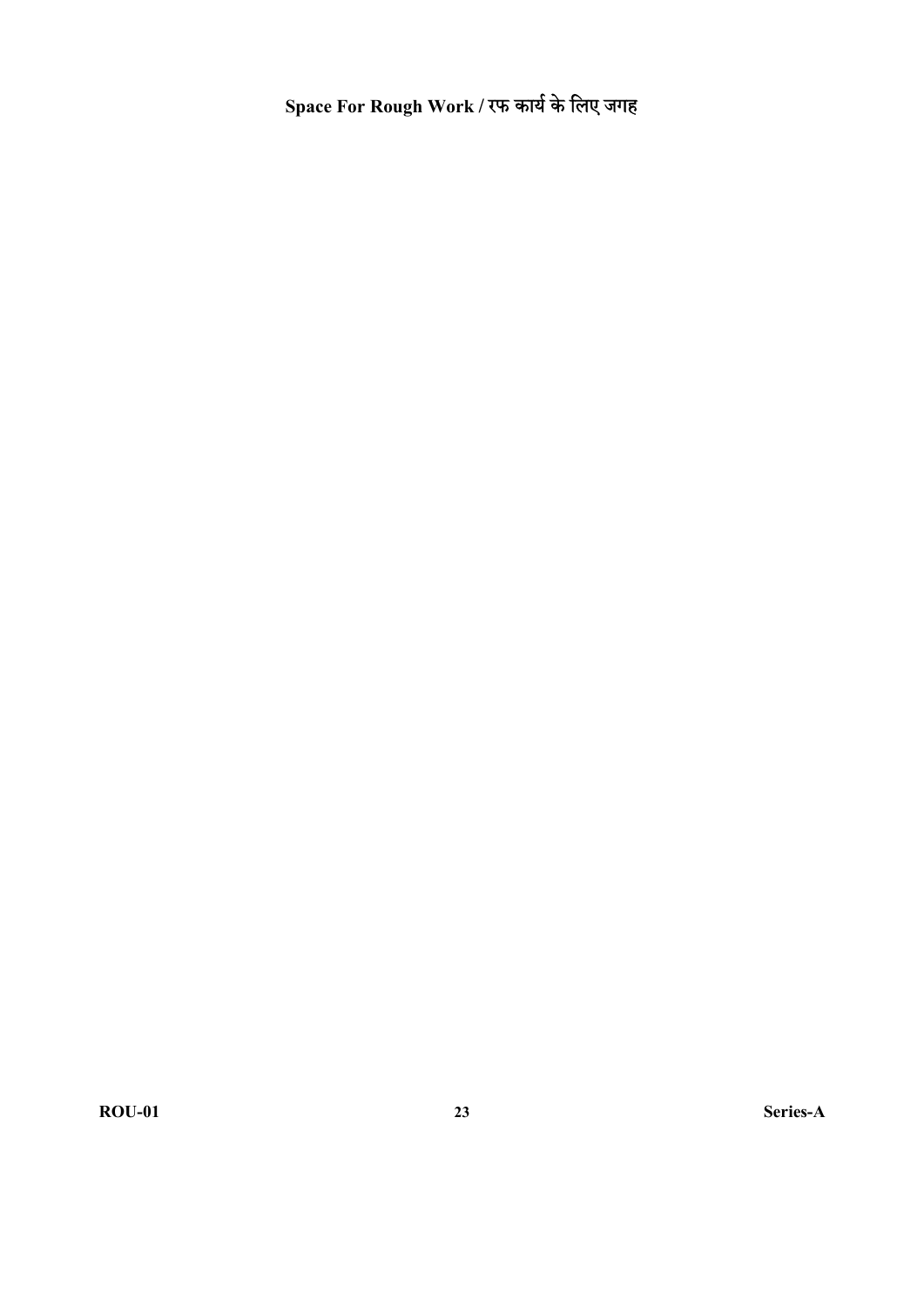**Space For Rough Work / रफ कार्य के लिए जगह**